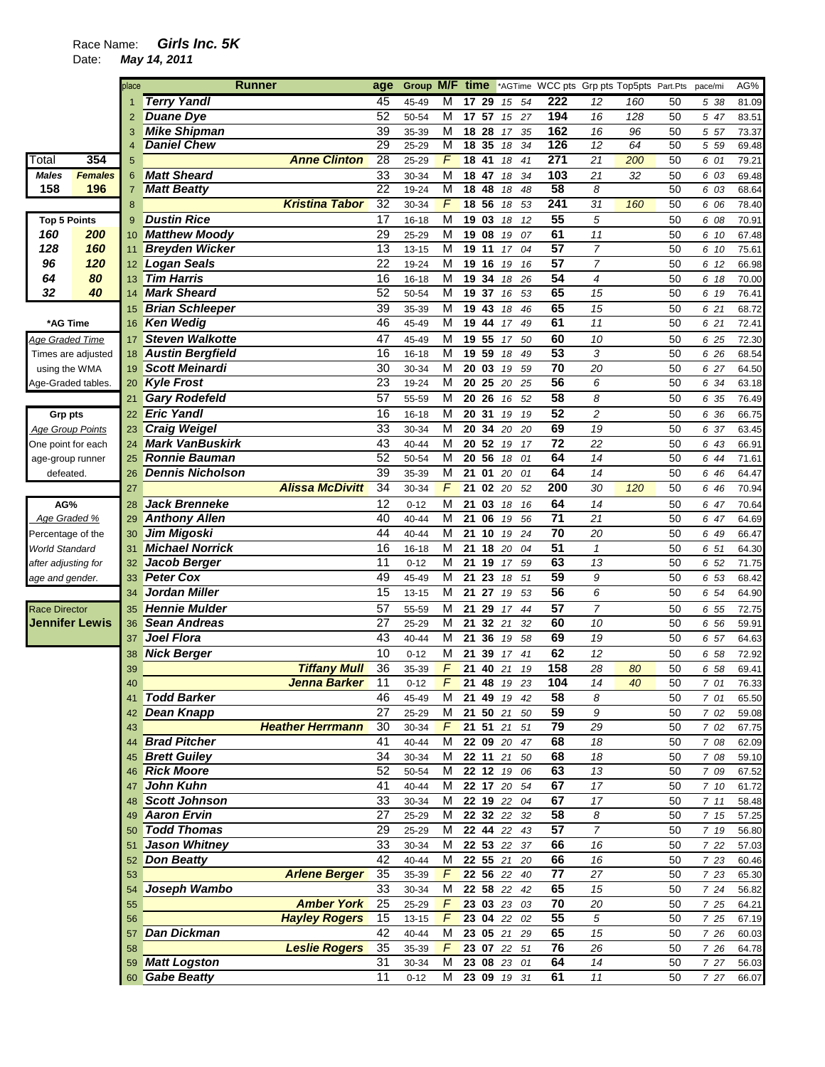Race Name: ***Girls Inc. 5K***

Date: ***May 14, 2011***

| Total | 354 |
|---|---|
| ***Males*** | ***Females*** |
| **158** | **196** |

| Top 5 Points | |
|---|---|
| ***160*** | ***200*** |
| ***128*** | ***160*** |
| ***96*** | ***120*** |
| ***64*** | ***80*** |
| ***32*** | ***40*** |

**\*AG Time**

*Age Graded Time*

Times are adjusted using the WMA Age-Graded tables.

**Grp pts**

*Age Group Points*

One point for each age-group runner defeated.

**AG%**

*Age Graded %*

Percentage of the *World Standard after adjusting for age and gender.*

Race Director

**Jennifer Lewis**

| place | Runner | age | Group | M/F | time | \*AGTime | WCC pts | Grp pts | Top5pts | Part.Pts | pace/mi | AG% |
|---|---|---|---|---|---|---|---|---|---|---|---|---|
| 1 | ***Terry Yandl*** | 45 | 45-49 | M | **17 29** | *15 54* | **222** | *12* | *160* | 50 | 5 38 | 81.09 |
| 2 | ***Duane Dye*** | 52 | 50-54 | M | **17 57** | *15 27* | **194** | *16* | *128* | 50 | 5 47 | 83.51 |
| 3 | ***Mike Shipman*** | 39 | 35-39 | M | **18 28** | *17 35* | **162** | *16* | *96* | 50 | 5 57 | 73.37 |
| 4 | ***Daniel Chew*** | 29 | 25-29 | M | **18 35** | *18 34* | **126** | *12* | *64* | 50 | 5 59 | 69.48 |
| 5 | ***Anne Clinton*** | 28 | 25-29 | F | **18 41** | *18 41* | **271** | *21* | *200* | 50 | 6 01 | 79.21 |
| 6 | ***Matt Sheard*** | 33 | 30-34 | M | **18 47** | *18 34* | **103** | *21* | *32* | 50 | 6 03 | 69.48 |
| 7 | ***Matt Beatty*** | 22 | 19-24 | M | **18 48** | *18 48* | **58** | *8* | | 50 | 6 03 | 68.64 |
| 8 | ***Kristina Tabor*** | 32 | 30-34 | F | **18 56** | *18 53* | **241** | *31* | *160* | 50 | 6 06 | 78.40 |
| 9 | ***Dustin Rice*** | 17 | 16-18 | M | **19 03** | *18 12* | **55** | *5* | | 50 | 6 08 | 70.91 |
| 10 | ***Matthew Moody*** | 29 | 25-29 | M | **19 08** | *19 07* | **61** | *11* | | 50 | 6 10 | 67.48 |
| 11 | ***Breyden Wicker*** | 13 | 13-15 | M | **19 11** | *17 04* | **57** | *7* | | 50 | 6 10 | 75.61 |
| 12 | ***Logan Seals*** | 22 | 19-24 | M | **19 16** | *19 16* | **57** | *7* | | 50 | 6 12 | 66.98 |
| 13 | ***Tim Harris*** | 16 | 16-18 | M | **19 34** | *18 26* | **54** | *4* | | 50 | 6 18 | 70.00 |
| 14 | ***Mark Sheard*** | 52 | 50-54 | M | **19 37** | *16 53* | **65** | *15* | | 50 | 6 19 | 76.41 |
| 15 | ***Brian Schleeper*** | 39 | 35-39 | M | **19 43** | *18 46* | **65** | *15* | | 50 | 6 21 | 68.72 |
| 16 | ***Ken Wedig*** | 46 | 45-49 | M | **19 44** | *17 49* | **61** | *11* | | 50 | 6 21 | 72.41 |
| 17 | ***Steven Walkotte*** | 47 | 45-49 | M | **19 55** | *17 50* | **60** | *10* | | 50 | 6 25 | 72.30 |
| 18 | ***Austin Bergfield*** | 16 | 16-18 | M | **19 59** | *18 49* | **53** | *3* | | 50 | 6 26 | 68.54 |
| 19 | ***Scott Meinardi*** | 30 | 30-34 | M | **20 03** | *19 59* | **70** | *20* | | 50 | 6 27 | 64.50 |
| 20 | ***Kyle Frost*** | 23 | 19-24 | M | **20 25** | *20 25* | **56** | *6* | | 50 | 6 34 | 63.18 |
| 21 | ***Gary Rodefeld*** | 57 | 55-59 | M | **20 26** | *16 52* | **58** | *8* | | 50 | 6 35 | 76.49 |
| 22 | ***Eric Yandl*** | 16 | 16-18 | M | **20 31** | *19 19* | **52** | *2* | | 50 | 6 36 | 66.75 |
| 23 | ***Craig Weigel*** | 33 | 30-34 | M | **20 34** | *20 20* | **69** | *19* | | 50 | 6 37 | 63.45 |
| 24 | ***Mark VanBuskirk*** | 43 | 40-44 | M | **20 52** | *19 17* | **72** | *22* | | 50 | 6 43 | 66.91 |
| 25 | ***Ronnie Bauman*** | 52 | 50-54 | M | **20 56** | *18 01* | **64** | *14* | | 50 | 6 44 | 71.61 |
| 26 | ***Dennis Nicholson*** | 39 | 35-39 | M | **21 01** | *20 01* | **64** | *14* | | 50 | 6 46 | 64.47 |
| 27 | ***Alissa McDivitt*** | 34 | 30-34 | F | **21 02** | *20 52* | **200** | *30* | *120* | 50 | 6 46 | 70.94 |
| 28 | ***Jack Brenneke*** | 12 | 0-12 | M | **21 03** | *18 16* | **64** | *14* | | 50 | 6 47 | 70.64 |
| 29 | ***Anthony Allen*** | 40 | 40-44 | M | **21 06** | *19 56* | **71** | *21* | | 50 | 6 47 | 64.69 |
| 30 | ***Jim Migoski*** | 44 | 40-44 | M | **21 10** | *19 24* | **70** | *20* | | 50 | 6 49 | 66.47 |
| 31 | ***Michael Norrick*** | 16 | 16-18 | M | **21 18** | *20 04* | **51** | *1* | | 50 | 6 51 | 64.30 |
| 32 | ***Jacob Berger*** | 11 | 0-12 | M | **21 19** | *17 59* | **63** | *13* | | 50 | 6 52 | 71.75 |
| 33 | ***Peter Cox*** | 49 | 45-49 | M | **21 23** | *18 51* | **59** | *9* | | 50 | 6 53 | 68.42 |
| 34 | ***Jordan Miller*** | 15 | 13-15 | M | **21 27** | *19 53* | **56** | *6* | | 50 | 6 54 | 64.90 |
| 35 | ***Hennie Mulder*** | 57 | 55-59 | M | **21 29** | *17 44* | **57** | *7* | | 50 | 6 55 | 72.75 |
| 36 | ***Sean Andreas*** | 27 | 25-29 | M | **21 32** | *21 32* | **60** | *10* | | 50 | 6 56 | 59.91 |
| 37 | ***Joel Flora*** | 43 | 40-44 | M | **21 36** | *19 58* | **69** | *19* | | 50 | 6 57 | 64.63 |
| 38 | ***Nick Berger*** | 10 | 0-12 | M | **21 39** | *17 41* | **62** | *12* | | 50 | 6 58 | 72.92 |
| 39 | ***Tiffany Mull*** | 36 | 35-39 | F | **21 40** | *21 19* | **158** | *28* | *80* | 50 | 6 58 | 69.41 |
| 40 | ***Jenna Barker*** | 11 | 0-12 | F | **21 48** | *19 23* | **104** | *14* | *40* | 50 | 7 01 | 76.33 |
| 41 | ***Todd Barker*** | 46 | 45-49 | M | **21 49** | *19 42* | **58** | *8* | | 50 | 7 01 | 65.50 |
| 42 | ***Dean Knapp*** | 27 | 25-29 | M | **21 50** | *21 50* | **59** | *9* | | 50 | 7 02 | 59.08 |
| 43 | ***Heather Herrmann*** | 30 | 30-34 | F | **21 51** | *21 51* | **79** | *29* | | 50 | 7 02 | 67.75 |
| 44 | ***Brad Pitcher*** | 41 | 40-44 | M | **22 09** | *20 47* | **68** | *18* | | 50 | 7 08 | 62.09 |
| 45 | ***Brett Guiley*** | 34 | 30-34 | M | **22 11** | *21 50* | **68** | *18* | | 50 | 7 08 | 59.10 |
| 46 | ***Rick Moore*** | 52 | 50-54 | M | **22 12** | *19 06* | **63** | *13* | | 50 | 7 09 | 67.52 |
| 47 | ***John Kuhn*** | 41 | 40-44 | M | **22 17** | *20 54* | **67** | *17* | | 50 | 7 10 | 61.72 |
| 48 | ***Scott Johnson*** | 33 | 30-34 | M | **22 19** | *22 04* | **67** | *17* | | 50 | 7 11 | 58.48 |
| 49 | ***Aaron Ervin*** | 27 | 25-29 | M | **22 32** | *22 32* | **58** | *8* | | 50 | 7 15 | 57.25 |
| 50 | ***Todd Thomas*** | 29 | 25-29 | M | **22 44** | *22 43* | **57** | *7* | | 50 | 7 19 | 56.80 |
| 51 | ***Jason Whitney*** | 33 | 30-34 | M | **22 53** | *22 37* | **66** | *16* | | 50 | 7 22 | 57.03 |
| 52 | ***Don Beatty*** | 42 | 40-44 | M | **22 55** | *21 20* | **66** | *16* | | 50 | 7 23 | 60.46 |
| 53 | ***Arlene Berger*** | 35 | 35-39 | F | **22 56** | *22 40* | **77** | *27* | | 50 | 7 23 | 65.30 |
| 54 | ***Joseph Wambo*** | 33 | 30-34 | M | **22 58** | *22 42* | **65** | *15* | | 50 | 7 24 | 56.82 |
| 55 | ***Amber York*** | 25 | 25-29 | F | **23 03** | *23 03* | **70** | *20* | | 50 | 7 25 | 64.21 |
| 56 | ***Hayley Rogers*** | 15 | 13-15 | F | **23 04** | *22 02* | **55** | *5* | | 50 | 7 25 | 67.19 |
| 57 | ***Dan Dickman*** | 42 | 40-44 | M | **23 05** | *21 29* | **65** | *15* | | 50 | 7 26 | 60.03 |
| 58 | ***Leslie Rogers*** | 35 | 35-39 | F | **23 07** | *22 51* | **76** | *26* | | 50 | 7 26 | 64.78 |
| 59 | ***Matt Logston*** | 31 | 30-34 | M | **23 08** | *23 01* | **64** | *14* | | 50 | 7 27 | 56.03 |
| 60 | ***Gabe Beatty*** | 11 | 0-12 | M | **23 09** | *19 31* | **61** | *11* | | 50 | 7 27 | 66.07 |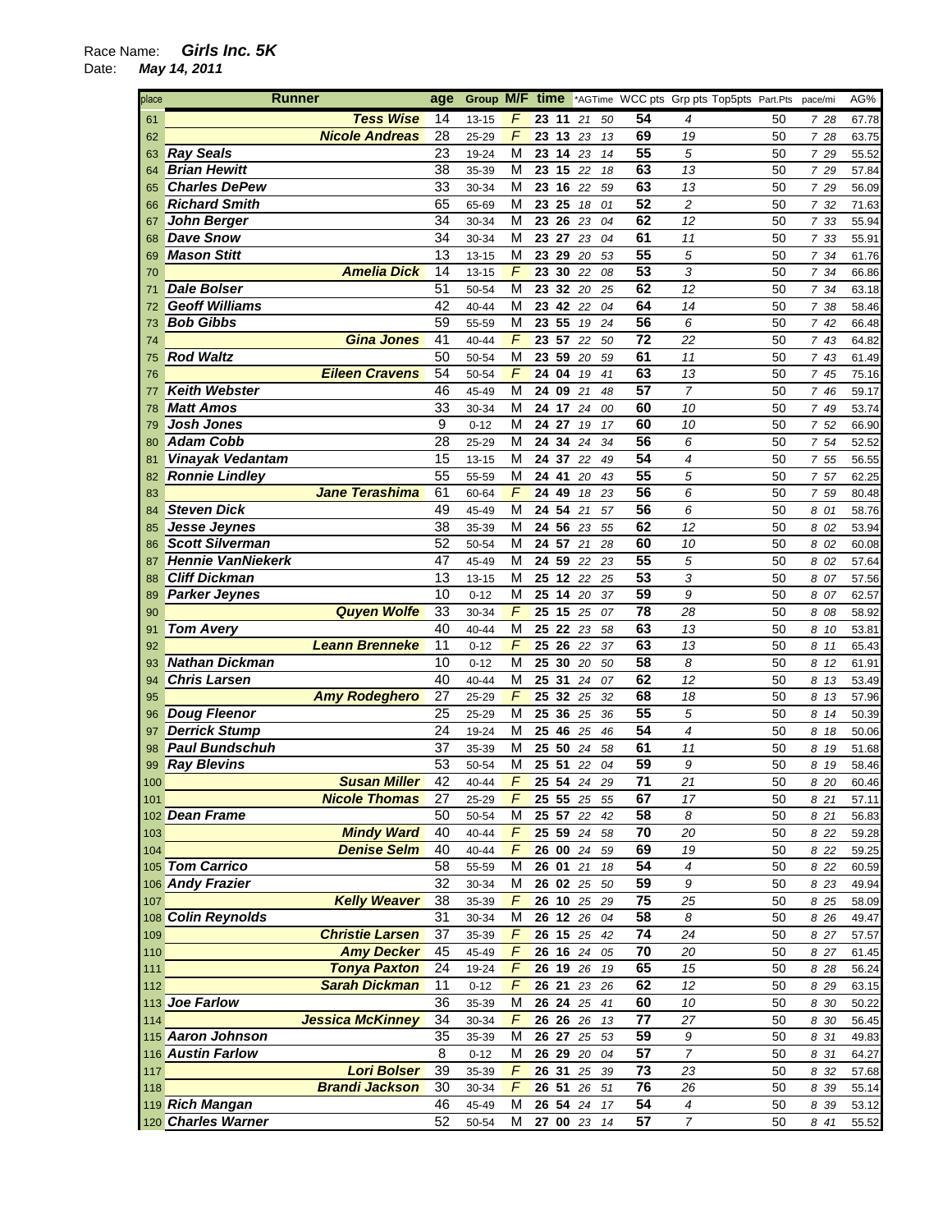Race Name: ***Girls Inc. 5K***
Date: ***May 14, 2011***

| place | Runner | age | Group | M/F | time | *AGTime | WCC pts | Grp pts | Top5pts | Part.Pts | pace/mi | AG% |
|---|---|---|---|---|---|---|---|---|---|---|---|---|
| 61 | **Tess Wise** | 14 | 13-15 | F | 23 11 | 21 50 | 54 | 4 | | 50 | 7 28 | 67.78 |
| 62 | **Nicole Andreas** | 28 | 25-29 | F | 23 13 | 23 13 | 69 | 19 | | 50 | 7 28 | 63.75 |
| 63 | **Ray Seals** | 23 | 19-24 | M | 23 14 | 23 14 | 55 | 5 | | 50 | 7 29 | 55.52 |
| 64 | **Brian Hewitt** | 38 | 35-39 | M | 23 15 | 22 18 | 63 | 13 | | 50 | 7 29 | 57.84 |
| 65 | **Charles DePew** | 33 | 30-34 | M | 23 16 | 22 59 | 63 | 13 | | 50 | 7 29 | 56.09 |
| 66 | **Richard Smith** | 65 | 65-69 | M | 23 25 | 18 01 | 52 | 2 | | 50 | 7 32 | 71.63 |
| 67 | **John Berger** | 34 | 30-34 | M | 23 26 | 23 04 | 62 | 12 | | 50 | 7 33 | 55.94 |
| 68 | **Dave Snow** | 34 | 30-34 | M | 23 27 | 23 04 | 61 | 11 | | 50 | 7 33 | 55.91 |
| 69 | **Mason Stitt** | 13 | 13-15 | M | 23 29 | 20 53 | 55 | 5 | | 50 | 7 34 | 61.76 |
| 70 | **Amelia Dick** | 14 | 13-15 | F | 23 30 | 22 08 | 53 | 3 | | 50 | 7 34 | 66.86 |
| 71 | **Dale Bolser** | 51 | 50-54 | M | 23 32 | 20 25 | 62 | 12 | | 50 | 7 34 | 63.18 |
| 72 | **Geoff Williams** | 42 | 40-44 | M | 23 42 | 22 04 | 64 | 14 | | 50 | 7 38 | 58.46 |
| 73 | **Bob Gibbs** | 59 | 55-59 | M | 23 55 | 19 24 | 56 | 6 | | 50 | 7 42 | 66.48 |
| 74 | **Gina Jones** | 41 | 40-44 | F | 23 57 | 22 50 | 72 | 22 | | 50 | 7 43 | 64.82 |
| 75 | **Rod Waltz** | 50 | 50-54 | M | 23 59 | 20 59 | 61 | 11 | | 50 | 7 43 | 61.49 |
| 76 | **Eileen Cravens** | 54 | 50-54 | F | 24 04 | 19 41 | 63 | 13 | | 50 | 7 45 | 75.16 |
| 77 | **Keith Webster** | 46 | 45-49 | M | 24 09 | 21 48 | 57 | 7 | | 50 | 7 46 | 59.17 |
| 78 | **Matt Amos** | 33 | 30-34 | M | 24 17 | 24 00 | 60 | 10 | | 50 | 7 49 | 53.74 |
| 79 | **Josh Jones** | 9 | 0-12 | M | 24 27 | 19 17 | 60 | 10 | | 50 | 7 52 | 66.90 |
| 80 | **Adam Cobb** | 28 | 25-29 | M | 24 34 | 24 34 | 56 | 6 | | 50 | 7 54 | 52.52 |
| 81 | **Vinayak Vedantam** | 15 | 13-15 | M | 24 37 | 22 49 | 54 | 4 | | 50 | 7 55 | 56.55 |
| 82 | **Ronnie Lindley** | 55 | 55-59 | M | 24 41 | 20 43 | 55 | 5 | | 50 | 7 57 | 62.25 |
| 83 | **Jane Terashima** | 61 | 60-64 | F | 24 49 | 18 23 | 56 | 6 | | 50 | 7 59 | 80.48 |
| 84 | **Steven Dick** | 49 | 45-49 | M | 24 54 | 21 57 | 56 | 6 | | 50 | 8 01 | 58.76 |
| 85 | **Jesse Jeynes** | 38 | 35-39 | M | 24 56 | 23 55 | 62 | 12 | | 50 | 8 02 | 53.94 |
| 86 | **Scott Silverman** | 52 | 50-54 | M | 24 57 | 21 28 | 60 | 10 | | 50 | 8 02 | 60.08 |
| 87 | **Hennie VanNiekerk** | 47 | 45-49 | M | 24 59 | 22 23 | 55 | 5 | | 50 | 8 02 | 57.64 |
| 88 | **Cliff Dickman** | 13 | 13-15 | M | 25 12 | 22 25 | 53 | 3 | | 50 | 8 07 | 57.56 |
| 89 | **Parker Jeynes** | 10 | 0-12 | M | 25 14 | 20 37 | 59 | 9 | | 50 | 8 07 | 62.57 |
| 90 | **Quyen Wolfe** | 33 | 30-34 | F | 25 15 | 25 07 | 78 | 28 | | 50 | 8 08 | 58.92 |
| 91 | **Tom Avery** | 40 | 40-44 | M | 25 22 | 23 58 | 63 | 13 | | 50 | 8 10 | 53.81 |
| 92 | **Leann Brenneke** | 11 | 0-12 | F | 25 26 | 22 37 | 63 | 13 | | 50 | 8 11 | 65.43 |
| 93 | **Nathan Dickman** | 10 | 0-12 | M | 25 30 | 20 50 | 58 | 8 | | 50 | 8 12 | 61.91 |
| 94 | **Chris Larsen** | 40 | 40-44 | M | 25 31 | 24 07 | 62 | 12 | | 50 | 8 13 | 53.49 |
| 95 | **Amy Rodeghero** | 27 | 25-29 | F | 25 32 | 25 32 | 68 | 18 | | 50 | 8 13 | 57.96 |
| 96 | **Doug Fleenor** | 25 | 25-29 | M | 25 36 | 25 36 | 55 | 5 | | 50 | 8 14 | 50.39 |
| 97 | **Derrick Stump** | 24 | 19-24 | M | 25 46 | 25 46 | 54 | 4 | | 50 | 8 18 | 50.06 |
| 98 | **Paul Bundschuh** | 37 | 35-39 | M | 25 50 | 24 58 | 61 | 11 | | 50 | 8 19 | 51.68 |
| 99 | **Ray Blevins** | 53 | 50-54 | M | 25 51 | 22 04 | 59 | 9 | | 50 | 8 19 | 58.46 |
| 100 | **Susan Miller** | 42 | 40-44 | F | 25 54 | 24 29 | 71 | 21 | | 50 | 8 20 | 60.46 |
| 101 | **Nicole Thomas** | 27 | 25-29 | F | 25 55 | 25 55 | 67 | 17 | | 50 | 8 21 | 57.11 |
| 102 | **Dean Frame** | 50 | 50-54 | M | 25 57 | 22 42 | 58 | 8 | | 50 | 8 21 | 56.83 |
| 103 | **Mindy Ward** | 40 | 40-44 | F | 25 59 | 24 58 | 70 | 20 | | 50 | 8 22 | 59.28 |
| 104 | **Denise Selm** | 40 | 40-44 | F | 26 00 | 24 59 | 69 | 19 | | 50 | 8 22 | 59.25 |
| 105 | **Tom Carrico** | 58 | 55-59 | M | 26 01 | 21 18 | 54 | 4 | | 50 | 8 22 | 60.59 |
| 106 | **Andy Frazier** | 32 | 30-34 | M | 26 02 | 25 50 | 59 | 9 | | 50 | 8 23 | 49.94 |
| 107 | **Kelly Weaver** | 38 | 35-39 | F | 26 10 | 25 29 | 75 | 25 | | 50 | 8 25 | 58.09 |
| 108 | **Colin Reynolds** | 31 | 30-34 | M | 26 12 | 26 04 | 58 | 8 | | 50 | 8 26 | 49.47 |
| 109 | **Christie Larsen** | 37 | 35-39 | F | 26 15 | 25 42 | 74 | 24 | | 50 | 8 27 | 57.57 |
| 110 | **Amy Decker** | 45 | 45-49 | F | 26 16 | 24 05 | 70 | 20 | | 50 | 8 27 | 61.45 |
| 111 | **Tonya Paxton** | 24 | 19-24 | F | 26 19 | 26 19 | 65 | 15 | | 50 | 8 28 | 56.24 |
| 112 | **Sarah Dickman** | 11 | 0-12 | F | 26 21 | 23 26 | 62 | 12 | | 50 | 8 29 | 63.15 |
| 113 | **Joe Farlow** | 36 | 35-39 | M | 26 24 | 25 41 | 60 | 10 | | 50 | 8 30 | 50.22 |
| 114 | **Jessica McKinney** | 34 | 30-34 | F | 26 26 | 26 13 | 77 | 27 | | 50 | 8 30 | 56.45 |
| 115 | **Aaron Johnson** | 35 | 35-39 | M | 26 27 | 25 53 | 59 | 9 | | 50 | 8 31 | 49.83 |
| 116 | **Austin Farlow** | 8 | 0-12 | M | 26 29 | 20 04 | 57 | 7 | | 50 | 8 31 | 64.27 |
| 117 | **Lori Bolser** | 39 | 35-39 | F | 26 31 | 25 39 | 73 | 23 | | 50 | 8 32 | 57.68 |
| 118 | **Brandi Jackson** | 30 | 30-34 | F | 26 51 | 26 51 | 76 | 26 | | 50 | 8 39 | 55.14 |
| 119 | **Rich Mangan** | 46 | 45-49 | M | 26 54 | 24 17 | 54 | 4 | | 50 | 8 39 | 53.12 |
| 120 | **Charles Warner** | 52 | 50-54 | M | 27 00 | 23 14 | 57 | 7 | | 50 | 8 41 | 55.52 |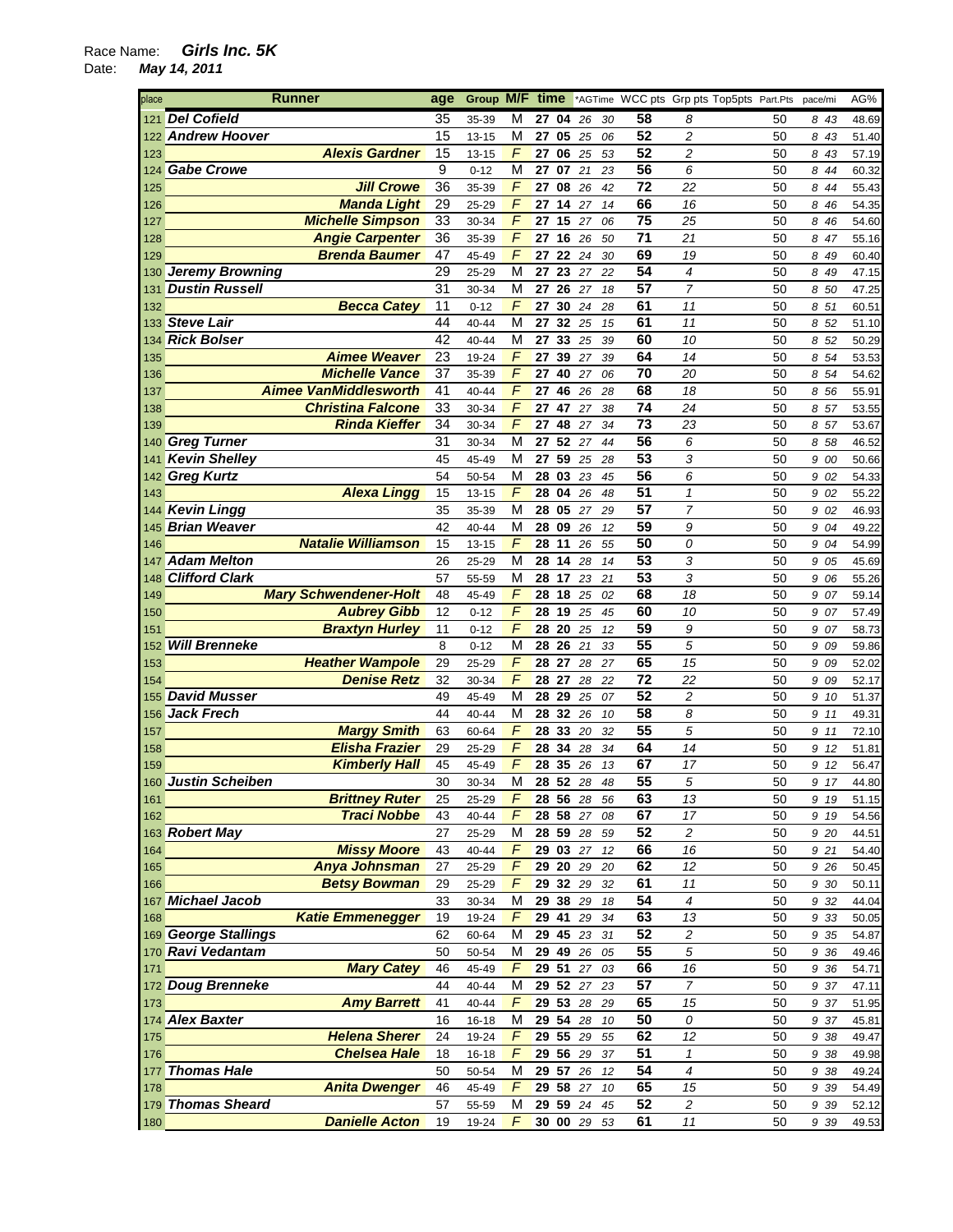Race Name: ***Girls Inc. 5K***
Date: ***May 14, 2011***

| place | Runner | age | Group | M/F | time | | *AGTime | | WCC pts | Grp pts | Top5pts | Part.Pts | pace/mi | AG% |
|---|---|---|---|---|---|---|---|---|---|---|---|---|---|---|
| 121 | **Del Cofield** | 35 | 35-39 | M | 27 | 04 | 26 | 30 | 58 | 8 | | 50 | 8 43 | 48.69 |
| 122 | **Andrew Hoover** | 15 | 13-15 | M | 27 | 05 | 25 | 06 | 52 | 2 | | 50 | 8 43 | 51.40 |
| 123 | **Alexis Gardner** | 15 | 13-15 | F | 27 | 06 | 25 | 53 | 52 | 2 | | 50 | 8 43 | 57.19 |
| 124 | **Gabe Crowe** | 9 | 0-12 | M | 27 | 07 | 21 | 23 | 56 | 6 | | 50 | 8 44 | 60.32 |
| 125 | **Jill Crowe** | 36 | 35-39 | F | 27 | 08 | 26 | 42 | 72 | 22 | | 50 | 8 44 | 55.43 |
| 126 | **Manda Light** | 29 | 25-29 | F | 27 | 14 | 27 | 14 | 66 | 16 | | 50 | 8 46 | 54.35 |
| 127 | **Michelle Simpson** | 33 | 30-34 | F | 27 | 15 | 27 | 06 | 75 | 25 | | 50 | 8 46 | 54.60 |
| 128 | **Angie Carpenter** | 36 | 35-39 | F | 27 | 16 | 26 | 50 | 71 | 21 | | 50 | 8 47 | 55.16 |
| 129 | **Brenda Baumer** | 47 | 45-49 | F | 27 | 22 | 24 | 30 | 69 | 19 | | 50 | 8 49 | 60.40 |
| 130 | **Jeremy Browning** | 29 | 25-29 | M | 27 | 23 | 27 | 22 | 54 | 4 | | 50 | 8 49 | 47.15 |
| 131 | **Dustin Russell** | 31 | 30-34 | M | 27 | 26 | 27 | 18 | 57 | 7 | | 50 | 8 50 | 47.25 |
| 132 | **Becca Catey** | 11 | 0-12 | F | 27 | 30 | 24 | 28 | 61 | 11 | | 50 | 8 51 | 60.51 |
| 133 | **Steve Lair** | 44 | 40-44 | M | 27 | 32 | 25 | 15 | 61 | 11 | | 50 | 8 52 | 51.10 |
| 134 | **Rick Bolser** | 42 | 40-44 | M | 27 | 33 | 25 | 39 | 60 | 10 | | 50 | 8 52 | 50.29 |
| 135 | **Aimee Weaver** | 23 | 19-24 | F | 27 | 39 | 27 | 39 | 64 | 14 | | 50 | 8 54 | 53.53 |
| 136 | **Michelle Vance** | 37 | 35-39 | F | 27 | 40 | 27 | 06 | 70 | 20 | | 50 | 8 54 | 54.62 |
| 137 | **Aimee VanMiddlesworth** | 41 | 40-44 | F | 27 | 46 | 26 | 28 | 68 | 18 | | 50 | 8 56 | 55.91 |
| 138 | **Christina Falcone** | 33 | 30-34 | F | 27 | 47 | 27 | 38 | 74 | 24 | | 50 | 8 57 | 53.55 |
| 139 | **Rinda Kieffer** | 34 | 30-34 | F | 27 | 48 | 27 | 34 | 73 | 23 | | 50 | 8 57 | 53.67 |
| 140 | **Greg Turner** | 31 | 30-34 | M | 27 | 52 | 27 | 44 | 56 | 6 | | 50 | 8 58 | 46.52 |
| 141 | **Kevin Shelley** | 45 | 45-49 | M | 27 | 59 | 25 | 28 | 53 | 3 | | 50 | 9 00 | 50.66 |
| 142 | **Greg Kurtz** | 54 | 50-54 | M | 28 | 03 | 23 | 45 | 56 | 6 | | 50 | 9 02 | 54.33 |
| 143 | **Alexa Lingg** | 15 | 13-15 | F | 28 | 04 | 26 | 48 | 51 | 1 | | 50 | 9 02 | 55.22 |
| 144 | **Kevin Lingg** | 35 | 35-39 | M | 28 | 05 | 27 | 29 | 57 | 7 | | 50 | 9 02 | 46.93 |
| 145 | **Brian Weaver** | 42 | 40-44 | M | 28 | 09 | 26 | 12 | 59 | 9 | | 50 | 9 04 | 49.22 |
| 146 | **Natalie Williamson** | 15 | 13-15 | F | 28 | 11 | 26 | 55 | 50 | 0 | | 50 | 9 04 | 54.99 |
| 147 | **Adam Melton** | 26 | 25-29 | M | 28 | 14 | 28 | 14 | 53 | 3 | | 50 | 9 05 | 45.69 |
| 148 | **Clifford Clark** | 57 | 55-59 | M | 28 | 17 | 23 | 21 | 53 | 3 | | 50 | 9 06 | 55.26 |
| 149 | **Mary Schwendener-Holt** | 48 | 45-49 | F | 28 | 18 | 25 | 02 | 68 | 18 | | 50 | 9 07 | 59.14 |
| 150 | **Aubrey Gibb** | 12 | 0-12 | F | 28 | 19 | 25 | 45 | 60 | 10 | | 50 | 9 07 | 57.49 |
| 151 | **Braxtyn Hurley** | 11 | 0-12 | F | 28 | 20 | 25 | 12 | 59 | 9 | | 50 | 9 07 | 58.73 |
| 152 | **Will Brenneke** | 8 | 0-12 | M | 28 | 26 | 21 | 33 | 55 | 5 | | 50 | 9 09 | 59.86 |
| 153 | **Heather Wampole** | 29 | 25-29 | F | 28 | 27 | 28 | 27 | 65 | 15 | | 50 | 9 09 | 52.02 |
| 154 | **Denise Retz** | 32 | 30-34 | F | 28 | 27 | 28 | 22 | 72 | 22 | | 50 | 9 09 | 52.17 |
| 155 | **David Musser** | 49 | 45-49 | M | 28 | 29 | 25 | 07 | 52 | 2 | | 50 | 9 10 | 51.37 |
| 156 | **Jack Frech** | 44 | 40-44 | M | 28 | 32 | 26 | 10 | 58 | 8 | | 50 | 9 11 | 49.31 |
| 157 | **Margy Smith** | 63 | 60-64 | F | 28 | 33 | 20 | 32 | 55 | 5 | | 50 | 9 11 | 72.10 |
| 158 | **Elisha Frazier** | 29 | 25-29 | F | 28 | 34 | 28 | 34 | 64 | 14 | | 50 | 9 12 | 51.81 |
| 159 | **Kimberly Hall** | 45 | 45-49 | F | 28 | 35 | 26 | 13 | 67 | 17 | | 50 | 9 12 | 56.47 |
| 160 | **Justin Scheiben** | 30 | 30-34 | M | 28 | 52 | 28 | 48 | 55 | 5 | | 50 | 9 17 | 44.80 |
| 161 | **Brittney Ruter** | 25 | 25-29 | F | 28 | 56 | 28 | 56 | 63 | 13 | | 50 | 9 19 | 51.15 |
| 162 | **Traci Nobbe** | 43 | 40-44 | F | 28 | 58 | 27 | 08 | 67 | 17 | | 50 | 9 19 | 54.56 |
| 163 | **Robert May** | 27 | 25-29 | M | 28 | 59 | 28 | 59 | 52 | 2 | | 50 | 9 20 | 44.51 |
| 164 | **Missy Moore** | 43 | 40-44 | F | 29 | 03 | 27 | 12 | 66 | 16 | | 50 | 9 21 | 54.40 |
| 165 | **Anya Johnsman** | 27 | 25-29 | F | 29 | 20 | 29 | 20 | 62 | 12 | | 50 | 9 26 | 50.45 |
| 166 | **Betsy Bowman** | 29 | 25-29 | F | 29 | 32 | 29 | 32 | 61 | 11 | | 50 | 9 30 | 50.11 |
| 167 | **Michael Jacob** | 33 | 30-34 | M | 29 | 38 | 29 | 18 | 54 | 4 | | 50 | 9 32 | 44.04 |
| 168 | **Katie Emmenegger** | 19 | 19-24 | F | 29 | 41 | 29 | 34 | 63 | 13 | | 50 | 9 33 | 50.05 |
| 169 | **George Stallings** | 62 | 60-64 | M | 29 | 45 | 23 | 31 | 52 | 2 | | 50 | 9 35 | 54.87 |
| 170 | **Ravi Vedantam** | 50 | 50-54 | M | 29 | 49 | 26 | 05 | 55 | 5 | | 50 | 9 36 | 49.46 |
| 171 | **Mary Catey** | 46 | 45-49 | F | 29 | 51 | 27 | 03 | 66 | 16 | | 50 | 9 36 | 54.71 |
| 172 | **Doug Brenneke** | 44 | 40-44 | M | 29 | 52 | 27 | 23 | 57 | 7 | | 50 | 9 37 | 47.11 |
| 173 | **Amy Barrett** | 41 | 40-44 | F | 29 | 53 | 28 | 29 | 65 | 15 | | 50 | 9 37 | 51.95 |
| 174 | **Alex Baxter** | 16 | 16-18 | M | 29 | 54 | 28 | 10 | 50 | 0 | | 50 | 9 37 | 45.81 |
| 175 | **Helena Sherer** | 24 | 19-24 | F | 29 | 55 | 29 | 55 | 62 | 12 | | 50 | 9 38 | 49.47 |
| 176 | **Chelsea Hale** | 18 | 16-18 | F | 29 | 56 | 29 | 37 | 51 | 1 | | 50 | 9 38 | 49.98 |
| 177 | **Thomas Hale** | 50 | 50-54 | M | 29 | 57 | 26 | 12 | 54 | 4 | | 50 | 9 38 | 49.24 |
| 178 | **Anita Dwenger** | 46 | 45-49 | F | 29 | 58 | 27 | 10 | 65 | 15 | | 50 | 9 39 | 54.49 |
| 179 | **Thomas Sheard** | 57 | 55-59 | M | 29 | 59 | 24 | 45 | 52 | 2 | | 50 | 9 39 | 52.12 |
| 180 | **Danielle Acton** | 19 | 19-24 | F | 30 | 00 | 29 | 53 | 61 | 11 | | 50 | 9 39 | 49.53 |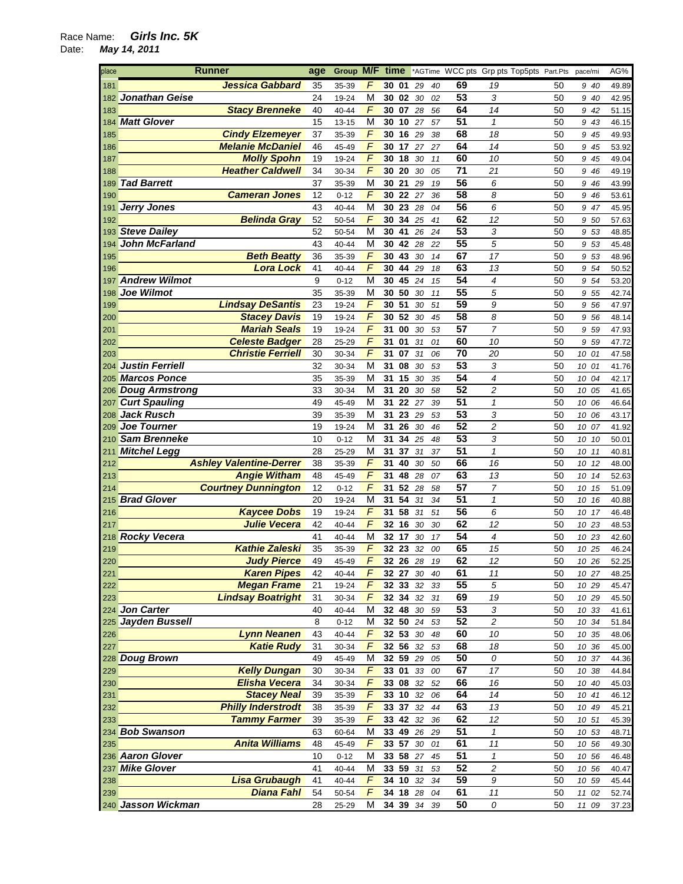Race Name: ***Girls Inc. 5K***
Date: ***May 14, 2011***

| place | Runner | age | Group | M/F | time | | *AGTime | | WCC pts | Grp pts | Top5pts | Part.Pts | pace/mi | | AG% |
|---|---|---|---|---|---|---|---|---|---|---|---|---|---|---|---|
| 181 | **Jessica Gabbard** | 35 | 35-39 | F | 30 | 01 | 29 | 40 | 69 | 19 | | 50 | 9 | 40 | 49.89 |
| 182 | **Jonathan Geise** | 24 | 19-24 | M | 30 | 02 | 30 | 02 | 53 | 3 | | 50 | 9 | 40 | 42.95 |
| 183 | **Stacy Brenneke** | 40 | 40-44 | F | 30 | 07 | 28 | 56 | 64 | 14 | | 50 | 9 | 42 | 51.15 |
| 184 | **Matt Glover** | 15 | 13-15 | M | 30 | 10 | 27 | 57 | 51 | 1 | | 50 | 9 | 43 | 46.15 |
| 185 | **Cindy Elzemeyer** | 37 | 35-39 | F | 30 | 16 | 29 | 38 | 68 | 18 | | 50 | 9 | 45 | 49.93 |
| 186 | **Melanie McDaniel** | 46 | 45-49 | F | 30 | 17 | 27 | 27 | 64 | 14 | | 50 | 9 | 45 | 53.92 |
| 187 | **Molly Spohn** | 19 | 19-24 | F | 30 | 18 | 30 | 11 | 60 | 10 | | 50 | 9 | 45 | 49.04 |
| 188 | **Heather Caldwell** | 34 | 30-34 | F | 30 | 20 | 30 | 05 | 71 | 21 | | 50 | 9 | 46 | 49.19 |
| 189 | **Tad Barrett** | 37 | 35-39 | M | 30 | 21 | 29 | 19 | 56 | 6 | | 50 | 9 | 46 | 43.99 |
| 190 | **Cameran Jones** | 12 | 0-12 | F | 30 | 22 | 27 | 36 | 58 | 8 | | 50 | 9 | 46 | 53.61 |
| 191 | **Jerry Jones** | 43 | 40-44 | M | 30 | 23 | 28 | 04 | 56 | 6 | | 50 | 9 | 47 | 45.95 |
| 192 | **Belinda Gray** | 52 | 50-54 | F | 30 | 34 | 25 | 41 | 62 | 12 | | 50 | 9 | 50 | 57.63 |
| 193 | **Steve Dailey** | 52 | 50-54 | M | 30 | 41 | 26 | 24 | 53 | 3 | | 50 | 9 | 53 | 48.85 |
| 194 | **John McFarland** | 43 | 40-44 | M | 30 | 42 | 28 | 22 | 55 | 5 | | 50 | 9 | 53 | 45.48 |
| 195 | **Beth Beatty** | 36 | 35-39 | F | 30 | 43 | 30 | 14 | 67 | 17 | | 50 | 9 | 53 | 48.96 |
| 196 | **Lora Lock** | 41 | 40-44 | F | 30 | 44 | 29 | 18 | 63 | 13 | | 50 | 9 | 54 | 50.52 |
| 197 | **Andrew Wilmot** | 9 | 0-12 | M | 30 | 45 | 24 | 15 | 54 | 4 | | 50 | 9 | 54 | 53.20 |
| 198 | **Joe Wilmot** | 35 | 35-39 | M | 30 | 50 | 30 | 11 | 55 | 5 | | 50 | 9 | 55 | 42.74 |
| 199 | **Lindsay DeSantis** | 23 | 19-24 | F | 30 | 51 | 30 | 51 | 59 | 9 | | 50 | 9 | 56 | 47.97 |
| 200 | **Stacey Davis** | 19 | 19-24 | F | 30 | 52 | 30 | 45 | 58 | 8 | | 50 | 9 | 56 | 48.14 |
| 201 | **Mariah Seals** | 19 | 19-24 | F | 31 | 00 | 30 | 53 | 57 | 7 | | 50 | 9 | 59 | 47.93 |
| 202 | **Celeste Badger** | 28 | 25-29 | F | 31 | 01 | 31 | 01 | 60 | 10 | | 50 | 9 | 59 | 47.72 |
| 203 | **Christie Ferriell** | 30 | 30-34 | F | 31 | 07 | 31 | 06 | 70 | 20 | | 50 | 10 | 01 | 47.58 |
| 204 | **Justin Ferriell** | 32 | 30-34 | M | 31 | 08 | 30 | 53 | 53 | 3 | | 50 | 10 | 01 | 41.76 |
| 205 | **Marcos Ponce** | 35 | 35-39 | M | 31 | 15 | 30 | 35 | 54 | 4 | | 50 | 10 | 04 | 42.17 |
| 206 | **Doug Armstrong** | 33 | 30-34 | M | 31 | 20 | 30 | 58 | 52 | 2 | | 50 | 10 | 05 | 41.65 |
| 207 | **Curt Spauling** | 49 | 45-49 | M | 31 | 22 | 27 | 39 | 51 | 1 | | 50 | 10 | 06 | 46.64 |
| 208 | **Jack Rusch** | 39 | 35-39 | M | 31 | 23 | 29 | 53 | 53 | 3 | | 50 | 10 | 06 | 43.17 |
| 209 | **Joe Tourner** | 19 | 19-24 | M | 31 | 26 | 30 | 46 | 52 | 2 | | 50 | 10 | 07 | 41.92 |
| 210 | **Sam Brenneke** | 10 | 0-12 | M | 31 | 34 | 25 | 48 | 53 | 3 | | 50 | 10 | 10 | 50.01 |
| 211 | **Mitchel Legg** | 28 | 25-29 | M | 31 | 37 | 31 | 37 | 51 | 1 | | 50 | 10 | 11 | 40.81 |
| 212 | **Ashley Valentine-Derrer** | 38 | 35-39 | F | 31 | 40 | 30 | 50 | 66 | 16 | | 50 | 10 | 12 | 48.00 |
| 213 | **Angie Witham** | 48 | 45-49 | F | 31 | 48 | 28 | 07 | 63 | 13 | | 50 | 10 | 14 | 52.63 |
| 214 | **Courtney Dunnington** | 12 | 0-12 | F | 31 | 52 | 28 | 58 | 57 | 7 | | 50 | 10 | 15 | 51.09 |
| 215 | **Brad Glover** | 20 | 19-24 | M | 31 | 54 | 31 | 34 | 51 | 1 | | 50 | 10 | 16 | 40.88 |
| 216 | **Kaycee Dobs** | 19 | 19-24 | F | 31 | 58 | 31 | 51 | 56 | 6 | | 50 | 10 | 17 | 46.48 |
| 217 | **Julie Vecera** | 42 | 40-44 | F | 32 | 16 | 30 | 30 | 62 | 12 | | 50 | 10 | 23 | 48.53 |
| 218 | **Rocky Vecera** | 41 | 40-44 | M | 32 | 17 | 30 | 17 | 54 | 4 | | 50 | 10 | 23 | 42.60 |
| 219 | **Kathie Zaleski** | 35 | 35-39 | F | 32 | 23 | 32 | 00 | 65 | 15 | | 50 | 10 | 25 | 46.24 |
| 220 | **Judy Pierce** | 49 | 45-49 | F | 32 | 26 | 28 | 19 | 62 | 12 | | 50 | 10 | 26 | 52.25 |
| 221 | **Karen Pipes** | 42 | 40-44 | F | 32 | 27 | 30 | 40 | 61 | 11 | | 50 | 10 | 27 | 48.25 |
| 222 | **Megan Frame** | 21 | 19-24 | F | 32 | 33 | 32 | 33 | 55 | 5 | | 50 | 10 | 29 | 45.47 |
| 223 | **Lindsay Boatright** | 31 | 30-34 | F | 32 | 34 | 32 | 31 | 69 | 19 | | 50 | 10 | 29 | 45.50 |
| 224 | **Jon Carter** | 40 | 40-44 | M | 32 | 48 | 30 | 59 | 53 | 3 | | 50 | 10 | 33 | 41.61 |
| 225 | **Jayden Bussell** | 8 | 0-12 | M | 32 | 50 | 24 | 53 | 52 | 2 | | 50 | 10 | 34 | 51.84 |
| 226 | **Lynn Neanen** | 43 | 40-44 | F | 32 | 53 | 30 | 48 | 60 | 10 | | 50 | 10 | 35 | 48.06 |
| 227 | **Katie Rudy** | 31 | 30-34 | F | 32 | 56 | 32 | 53 | 68 | 18 | | 50 | 10 | 36 | 45.00 |
| 228 | **Doug Brown** | 49 | 45-49 | M | 32 | 59 | 29 | 05 | 50 | 0 | | 50 | 10 | 37 | 44.36 |
| 229 | **Kelly Dungan** | 30 | 30-34 | F | 33 | 01 | 33 | 00 | 67 | 17 | | 50 | 10 | 38 | 44.84 |
| 230 | **Elisha Vecera** | 34 | 30-34 | F | 33 | 08 | 32 | 52 | 66 | 16 | | 50 | 10 | 40 | 45.03 |
| 231 | **Stacey Neal** | 39 | 35-39 | F | 33 | 10 | 32 | 06 | 64 | 14 | | 50 | 10 | 41 | 46.12 |
| 232 | **Philly Inderstrodt** | 38 | 35-39 | F | 33 | 37 | 32 | 44 | 63 | 13 | | 50 | 10 | 49 | 45.21 |
| 233 | **Tammy Farmer** | 39 | 35-39 | F | 33 | 42 | 32 | 36 | 62 | 12 | | 50 | 10 | 51 | 45.39 |
| 234 | **Bob Swanson** | 63 | 60-64 | M | 33 | 49 | 26 | 29 | 51 | 1 | | 50 | 10 | 53 | 48.71 |
| 235 | **Anita Williams** | 48 | 45-49 | F | 33 | 57 | 30 | 01 | 61 | 11 | | 50 | 10 | 56 | 49.30 |
| 236 | **Aaron Glover** | 10 | 0-12 | M | 33 | 58 | 27 | 45 | 51 | 1 | | 50 | 10 | 56 | 46.48 |
| 237 | **Mike Glover** | 41 | 40-44 | M | 33 | 59 | 31 | 53 | 52 | 2 | | 50 | 10 | 56 | 40.47 |
| 238 | **Lisa Grubaugh** | 41 | 40-44 | F | 34 | 10 | 32 | 34 | 59 | 9 | | 50 | 10 | 59 | 45.44 |
| 239 | **Diana Fahl** | 54 | 50-54 | F | 34 | 18 | 28 | 04 | 61 | 11 | | 50 | 11 | 02 | 52.74 |
| 240 | **Jasson Wickman** | 28 | 25-29 | M | 34 | 39 | 34 | 39 | 50 | 0 | | 50 | 11 | 09 | 37.23 |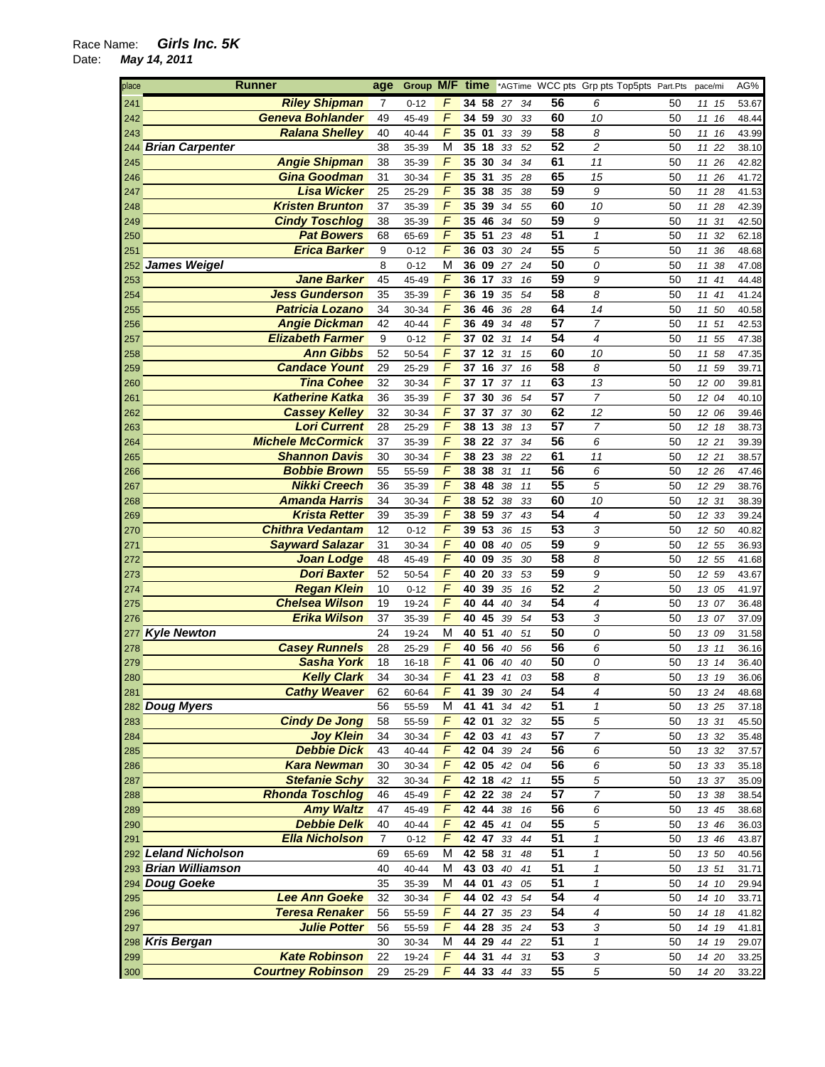Race Name: ***Girls Inc. 5K***
Date: ***May 14, 2011***

| place | Runner | age | Group | M/F | time | | *AGTime | | WCC pts | Grp pts | Top5pts | Part.Pts | pace/mi | | AG% |
|---|---|---|---|---|---|---|---|---|---|---|---|---|---|---|---|
| 241 | Riley Shipman | 7 | 0-12 | F | 34 | 58 | 27 | 34 | 56 | 6 | | 50 | 11 | 15 | 53.67 |
| 242 | Geneva Bohlander | 49 | 45-49 | F | 34 | 59 | 30 | 33 | 60 | 10 | | 50 | 11 | 16 | 48.44 |
| 243 | Ralana Shelley | 40 | 40-44 | F | 35 | 01 | 33 | 39 | 58 | 8 | | 50 | 11 | 16 | 43.99 |
| 244 | Brian Carpenter | 38 | 35-39 | M | 35 | 18 | 33 | 52 | 52 | 2 | | 50 | 11 | 22 | 38.10 |
| 245 | Angie Shipman | 38 | 35-39 | F | 35 | 30 | 34 | 34 | 61 | 11 | | 50 | 11 | 26 | 42.82 |
| 246 | Gina Goodman | 31 | 30-34 | F | 35 | 31 | 35 | 28 | 65 | 15 | | 50 | 11 | 26 | 41.72 |
| 247 | Lisa Wicker | 25 | 25-29 | F | 35 | 38 | 35 | 38 | 59 | 9 | | 50 | 11 | 28 | 41.53 |
| 248 | Kristen Brunton | 37 | 35-39 | F | 35 | 39 | 34 | 55 | 60 | 10 | | 50 | 11 | 28 | 42.39 |
| 249 | Cindy Toschlog | 38 | 35-39 | F | 35 | 46 | 34 | 50 | 59 | 9 | | 50 | 11 | 31 | 42.50 |
| 250 | Pat Bowers | 68 | 65-69 | F | 35 | 51 | 23 | 48 | 51 | 1 | | 50 | 11 | 32 | 62.18 |
| 251 | Erica Barker | 9 | 0-12 | F | 36 | 03 | 30 | 24 | 55 | 5 | | 50 | 11 | 36 | 48.68 |
| 252 | James Weigel | 8 | 0-12 | M | 36 | 09 | 27 | 24 | 50 | 0 | | 50 | 11 | 38 | 47.08 |
| 253 | Jane Barker | 45 | 45-49 | F | 36 | 17 | 33 | 16 | 59 | 9 | | 50 | 11 | 41 | 44.48 |
| 254 | Jess Gunderson | 35 | 35-39 | F | 36 | 19 | 35 | 54 | 58 | 8 | | 50 | 11 | 41 | 41.24 |
| 255 | Patricia Lozano | 34 | 30-34 | F | 36 | 46 | 36 | 28 | 64 | 14 | | 50 | 11 | 50 | 40.58 |
| 256 | Angie Dickman | 42 | 40-44 | F | 36 | 49 | 34 | 48 | 57 | 7 | | 50 | 11 | 51 | 42.53 |
| 257 | Elizabeth Farmer | 9 | 0-12 | F | 37 | 02 | 31 | 14 | 54 | 4 | | 50 | 11 | 55 | 47.38 |
| 258 | Ann Gibbs | 52 | 50-54 | F | 37 | 12 | 31 | 15 | 60 | 10 | | 50 | 11 | 58 | 47.35 |
| 259 | Candace Yount | 29 | 25-29 | F | 37 | 16 | 37 | 16 | 58 | 8 | | 50 | 11 | 59 | 39.71 |
| 260 | Tina Cohee | 32 | 30-34 | F | 37 | 17 | 37 | 11 | 63 | 13 | | 50 | 12 | 00 | 39.81 |
| 261 | Katherine Katka | 36 | 35-39 | F | 37 | 30 | 36 | 54 | 57 | 7 | | 50 | 12 | 04 | 40.10 |
| 262 | Cassey Kelley | 32 | 30-34 | F | 37 | 37 | 37 | 30 | 62 | 12 | | 50 | 12 | 06 | 39.46 |
| 263 | Lori Current | 28 | 25-29 | F | 38 | 13 | 38 | 13 | 57 | 7 | | 50 | 12 | 18 | 38.73 |
| 264 | Michele McCormick | 37 | 35-39 | F | 38 | 22 | 37 | 34 | 56 | 6 | | 50 | 12 | 21 | 39.39 |
| 265 | Shannon Davis | 30 | 30-34 | F | 38 | 23 | 38 | 22 | 61 | 11 | | 50 | 12 | 21 | 38.57 |
| 266 | Bobbie Brown | 55 | 55-59 | F | 38 | 38 | 31 | 11 | 56 | 6 | | 50 | 12 | 26 | 47.46 |
| 267 | Nikki Creech | 36 | 35-39 | F | 38 | 48 | 38 | 11 | 55 | 5 | | 50 | 12 | 29 | 38.76 |
| 268 | Amanda Harris | 34 | 30-34 | F | 38 | 52 | 38 | 33 | 60 | 10 | | 50 | 12 | 31 | 38.39 |
| 269 | Krista Retter | 39 | 35-39 | F | 38 | 59 | 37 | 43 | 54 | 4 | | 50 | 12 | 33 | 39.24 |
| 270 | Chithra Vedantam | 12 | 0-12 | F | 39 | 53 | 36 | 15 | 53 | 3 | | 50 | 12 | 50 | 40.82 |
| 271 | Sayward Salazar | 31 | 30-34 | F | 40 | 08 | 40 | 05 | 59 | 9 | | 50 | 12 | 55 | 36.93 |
| 272 | Joan Lodge | 48 | 45-49 | F | 40 | 09 | 35 | 30 | 58 | 8 | | 50 | 12 | 55 | 41.68 |
| 273 | Dori Baxter | 52 | 50-54 | F | 40 | 20 | 33 | 53 | 59 | 9 | | 50 | 12 | 59 | 43.67 |
| 274 | Regan Klein | 10 | 0-12 | F | 40 | 39 | 35 | 16 | 52 | 2 | | 50 | 13 | 05 | 41.97 |
| 275 | Chelsea Wilson | 19 | 19-24 | F | 40 | 44 | 40 | 34 | 54 | 4 | | 50 | 13 | 07 | 36.48 |
| 276 | Erika Wilson | 37 | 35-39 | F | 40 | 45 | 39 | 54 | 53 | 3 | | 50 | 13 | 07 | 37.09 |
| 277 | Kyle Newton | 24 | 19-24 | M | 40 | 51 | 40 | 51 | 50 | 0 | | 50 | 13 | 09 | 31.58 |
| 278 | Casey Runnels | 28 | 25-29 | F | 40 | 56 | 40 | 56 | 56 | 6 | | 50 | 13 | 11 | 36.16 |
| 279 | Sasha York | 18 | 16-18 | F | 41 | 06 | 40 | 40 | 50 | 0 | | 50 | 13 | 14 | 36.40 |
| 280 | Kelly Clark | 34 | 30-34 | F | 41 | 23 | 41 | 03 | 58 | 8 | | 50 | 13 | 19 | 36.06 |
| 281 | Cathy Weaver | 62 | 60-64 | F | 41 | 39 | 30 | 24 | 54 | 4 | | 50 | 13 | 24 | 48.68 |
| 282 | Doug Myers | 56 | 55-59 | M | 41 | 41 | 34 | 42 | 51 | 1 | | 50 | 13 | 25 | 37.18 |
| 283 | Cindy De Jong | 58 | 55-59 | F | 42 | 01 | 32 | 32 | 55 | 5 | | 50 | 13 | 31 | 45.50 |
| 284 | Joy Klein | 34 | 30-34 | F | 42 | 03 | 41 | 43 | 57 | 7 | | 50 | 13 | 32 | 35.48 |
| 285 | Debbie Dick | 43 | 40-44 | F | 42 | 04 | 39 | 24 | 56 | 6 | | 50 | 13 | 32 | 37.57 |
| 286 | Kara Newman | 30 | 30-34 | F | 42 | 05 | 42 | 04 | 56 | 6 | | 50 | 13 | 33 | 35.18 |
| 287 | Stefanie Schy | 32 | 30-34 | F | 42 | 18 | 42 | 11 | 55 | 5 | | 50 | 13 | 37 | 35.09 |
| 288 | Rhonda Toschlog | 46 | 45-49 | F | 42 | 22 | 38 | 24 | 57 | 7 | | 50 | 13 | 38 | 38.54 |
| 289 | Amy Waltz | 47 | 45-49 | F | 42 | 44 | 38 | 16 | 56 | 6 | | 50 | 13 | 45 | 38.68 |
| 290 | Debbie Delk | 40 | 40-44 | F | 42 | 45 | 41 | 04 | 55 | 5 | | 50 | 13 | 46 | 36.03 |
| 291 | Ella Nicholson | 7 | 0-12 | F | 42 | 47 | 33 | 44 | 51 | 1 | | 50 | 13 | 46 | 43.87 |
| 292 | Leland Nicholson | 69 | 65-69 | M | 42 | 58 | 31 | 48 | 51 | 1 | | 50 | 13 | 50 | 40.56 |
| 293 | Brian Williamson | 40 | 40-44 | M | 43 | 03 | 40 | 41 | 51 | 1 | | 50 | 13 | 51 | 31.71 |
| 294 | Doug Goeke | 35 | 35-39 | M | 44 | 01 | 43 | 05 | 51 | 1 | | 50 | 14 | 10 | 29.94 |
| 295 | Lee Ann Goeke | 32 | 30-34 | F | 44 | 02 | 43 | 54 | 54 | 4 | | 50 | 14 | 10 | 33.71 |
| 296 | Teresa Renaker | 56 | 55-59 | F | 44 | 27 | 35 | 23 | 54 | 4 | | 50 | 14 | 18 | 41.82 |
| 297 | Julie Potter | 56 | 55-59 | F | 44 | 28 | 35 | 24 | 53 | 3 | | 50 | 14 | 19 | 41.81 |
| 298 | Kris Bergan | 30 | 30-34 | M | 44 | 29 | 44 | 22 | 51 | 1 | | 50 | 14 | 19 | 29.07 |
| 299 | Kate Robinson | 22 | 19-24 | F | 44 | 31 | 44 | 31 | 53 | 3 | | 50 | 14 | 20 | 33.25 |
| 300 | Courtney Robinson | 29 | 25-29 | F | 44 | 33 | 44 | 33 | 55 | 5 | | 50 | 14 | 20 | 33.22 |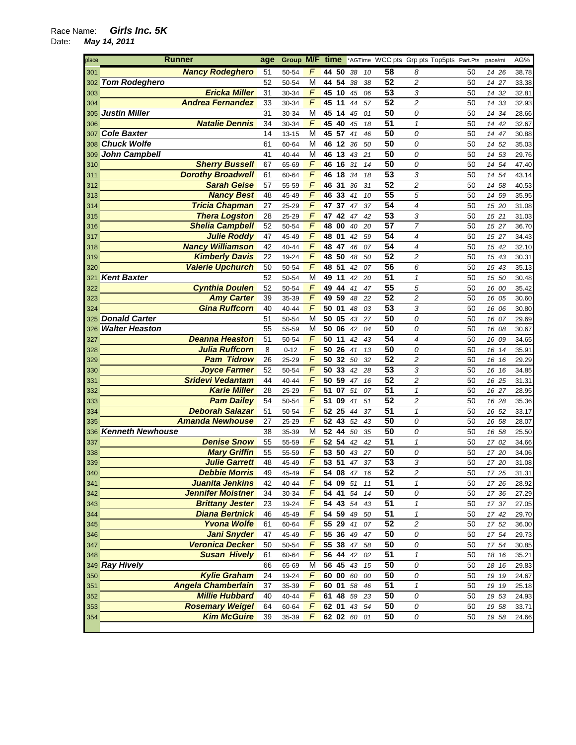Race Name: **Girls Inc. 5K**
Date: **May 14, 2011**

| place | Runner | age | Group | M/F | time | | *AGTime | | WCC pts | Grp pts | Top5pts | Part.Pts | pace/mi | | AG% |
|---|---|---|---|---|---|---|---|---|---|---|---|---|---|---|---|
| 301 | Nancy Rodeghero | 51 | 50-54 | F | 44 | 50 | 38 | 10 | 58 | 8 | | 50 | 14 | 26 | 38.78 |
| 302 | Tom Rodeghero | 52 | 50-54 | M | 44 | 54 | 38 | 38 | 52 | 2 | | 50 | 14 | 27 | 33.38 |
| 303 | Ericka Miller | 31 | 30-34 | F | 45 | 10 | 45 | 06 | 53 | 3 | | 50 | 14 | 32 | 32.81 |
| 304 | Andrea Fernandez | 33 | 30-34 | F | 45 | 11 | 44 | 57 | 52 | 2 | | 50 | 14 | 33 | 32.93 |
| 305 | Justin Miller | 31 | 30-34 | M | 45 | 14 | 45 | 01 | 50 | 0 | | 50 | 14 | 34 | 28.66 |
| 306 | Natalie Dennis | 34 | 30-34 | F | 45 | 40 | 45 | 18 | 51 | 1 | | 50 | 14 | 42 | 32.67 |
| 307 | Cole Baxter | 14 | 13-15 | M | 45 | 57 | 41 | 46 | 50 | 0 | | 50 | 14 | 47 | 30.88 |
| 308 | Chuck Wolfe | 61 | 60-64 | M | 46 | 12 | 36 | 50 | 50 | 0 | | 50 | 14 | 52 | 35.03 |
| 309 | John Campbell | 41 | 40-44 | M | 46 | 13 | 43 | 21 | 50 | 0 | | 50 | 14 | 53 | 29.76 |
| 310 | Sherry Bussell | 67 | 65-69 | F | 46 | 16 | 31 | 14 | 50 | 0 | | 50 | 14 | 54 | 47.40 |
| 311 | Dorothy Broadwell | 61 | 60-64 | F | 46 | 18 | 34 | 18 | 53 | 3 | | 50 | 14 | 54 | 43.14 |
| 312 | Sarah Geise | 57 | 55-59 | F | 46 | 31 | 36 | 31 | 52 | 2 | | 50 | 14 | 58 | 40.53 |
| 313 | Nancy Best | 48 | 45-49 | F | 46 | 33 | 41 | 10 | 55 | 5 | | 50 | 14 | 59 | 35.95 |
| 314 | Tricia Chapman | 27 | 25-29 | F | 47 | 37 | 47 | 37 | 54 | 4 | | 50 | 15 | 20 | 31.08 |
| 315 | Thera Logston | 28 | 25-29 | F | 47 | 42 | 47 | 42 | 53 | 3 | | 50 | 15 | 21 | 31.03 |
| 316 | Shelia Campbell | 52 | 50-54 | F | 48 | 00 | 40 | 20 | 57 | 7 | | 50 | 15 | 27 | 36.70 |
| 317 | Julie Roddy | 47 | 45-49 | F | 48 | 01 | 42 | 59 | 54 | 4 | | 50 | 15 | 27 | 34.43 |
| 318 | Nancy Williamson | 42 | 40-44 | F | 48 | 47 | 46 | 07 | 54 | 4 | | 50 | 15 | 42 | 32.10 |
| 319 | Kimberly Davis | 22 | 19-24 | F | 48 | 50 | 48 | 50 | 52 | 2 | | 50 | 15 | 43 | 30.31 |
| 320 | Valerie Upchurch | 50 | 50-54 | F | 48 | 51 | 42 | 07 | 56 | 6 | | 50 | 15 | 43 | 35.13 |
| 321 | Kent Baxter | 52 | 50-54 | M | 49 | 11 | 42 | 20 | 51 | 1 | | 50 | 15 | 50 | 30.48 |
| 322 | Cynthia Doulen | 52 | 50-54 | F | 49 | 44 | 41 | 47 | 55 | 5 | | 50 | 16 | 00 | 35.42 |
| 323 | Amy Carter | 39 | 35-39 | F | 49 | 59 | 48 | 22 | 52 | 2 | | 50 | 16 | 05 | 30.60 |
| 324 | Gina Ruffcorn | 40 | 40-44 | F | 50 | 01 | 48 | 03 | 53 | 3 | | 50 | 16 | 06 | 30.80 |
| 325 | Donald Carter | 51 | 50-54 | M | 50 | 05 | 43 | 27 | 50 | 0 | | 50 | 16 | 07 | 29.69 |
| 326 | Walter Heaston | 55 | 55-59 | M | 50 | 06 | 42 | 04 | 50 | 0 | | 50 | 16 | 08 | 30.67 |
| 327 | Deanna Heaston | 51 | 50-54 | F | 50 | 11 | 42 | 43 | 54 | 4 | | 50 | 16 | 09 | 34.65 |
| 328 | Julia Ruffcorn | 8 | 0-12 | F | 50 | 26 | 41 | 13 | 50 | 0 | | 50 | 16 | 14 | 35.91 |
| 329 | Pam Tidrow | 26 | 25-29 | F | 50 | 32 | 50 | 32 | 52 | 2 | | 50 | 16 | 16 | 29.29 |
| 330 | Joyce Farmer | 52 | 50-54 | F | 50 | 33 | 42 | 28 | 53 | 3 | | 50 | 16 | 16 | 34.85 |
| 331 | Sridevi Vedantam | 44 | 40-44 | F | 50 | 59 | 47 | 16 | 52 | 2 | | 50 | 16 | 25 | 31.31 |
| 332 | Karie Miller | 28 | 25-29 | F | 51 | 07 | 51 | 07 | 51 | 1 | | 50 | 16 | 27 | 28.95 |
| 333 | Pam Dailey | 54 | 50-54 | F | 51 | 09 | 41 | 51 | 52 | 2 | | 50 | 16 | 28 | 35.36 |
| 334 | Deborah Salazar | 51 | 50-54 | F | 52 | 25 | 44 | 37 | 51 | 1 | | 50 | 16 | 52 | 33.17 |
| 335 | Amanda Newhouse | 27 | 25-29 | F | 52 | 43 | 52 | 43 | 50 | 0 | | 50 | 16 | 58 | 28.07 |
| 336 | Kenneth Newhouse | 38 | 35-39 | M | 52 | 44 | 50 | 35 | 50 | 0 | | 50 | 16 | 58 | 25.50 |
| 337 | Denise Snow | 55 | 55-59 | F | 52 | 54 | 42 | 42 | 51 | 1 | | 50 | 17 | 02 | 34.66 |
| 338 | Mary Griffin | 55 | 55-59 | F | 53 | 50 | 43 | 27 | 50 | 0 | | 50 | 17 | 20 | 34.06 |
| 339 | Julie Garrett | 48 | 45-49 | F | 53 | 51 | 47 | 37 | 53 | 3 | | 50 | 17 | 20 | 31.08 |
| 340 | Debbie Morris | 49 | 45-49 | F | 54 | 08 | 47 | 16 | 52 | 2 | | 50 | 17 | 25 | 31.31 |
| 341 | Juanita Jenkins | 42 | 40-44 | F | 54 | 09 | 51 | 11 | 51 | 1 | | 50 | 17 | 26 | 28.92 |
| 342 | Jennifer Moistner | 34 | 30-34 | F | 54 | 41 | 54 | 14 | 50 | 0 | | 50 | 17 | 36 | 27.29 |
| 343 | Brittany Jester | 23 | 19-24 | F | 54 | 43 | 54 | 43 | 51 | 1 | | 50 | 17 | 37 | 27.05 |
| 344 | Diana Bertnick | 46 | 45-49 | F | 54 | 59 | 49 | 50 | 51 | 1 | | 50 | 17 | 42 | 29.70 |
| 345 | Yvona Wolfe | 61 | 60-64 | F | 55 | 29 | 41 | 07 | 52 | 2 | | 50 | 17 | 52 | 36.00 |
| 346 | Jani Snyder | 47 | 45-49 | F | 55 | 36 | 49 | 47 | 50 | 0 | | 50 | 17 | 54 | 29.73 |
| 347 | Veronica Decker | 50 | 50-54 | F | 55 | 38 | 47 | 58 | 50 | 0 | | 50 | 17 | 54 | 30.85 |
| 348 | Susan Hively | 61 | 60-64 | F | 56 | 44 | 42 | 02 | 51 | 1 | | 50 | 18 | 16 | 35.21 |
| 349 | Ray Hively | 66 | 65-69 | M | 56 | 45 | 43 | 15 | 50 | 0 | | 50 | 18 | 16 | 29.83 |
| 350 | Kylie Graham | 24 | 19-24 | F | 60 | 00 | 60 | 00 | 50 | 0 | | 50 | 19 | 19 | 24.67 |
| 351 | Angela Chamberlain | 37 | 35-39 | F | 60 | 01 | 58 | 46 | 51 | 1 | | 50 | 19 | 19 | 25.18 |
| 352 | Millie Hubbard | 40 | 40-44 | F | 61 | 48 | 59 | 23 | 50 | 0 | | 50 | 19 | 53 | 24.93 |
| 353 | Rosemary Weigel | 64 | 60-64 | F | 62 | 01 | 43 | 54 | 50 | 0 | | 50 | 19 | 58 | 33.71 |
| 354 | Kim McGuire | 39 | 35-39 | F | 62 | 02 | 60 | 01 | 50 | 0 | | 50 | 19 | 58 | 24.66 |